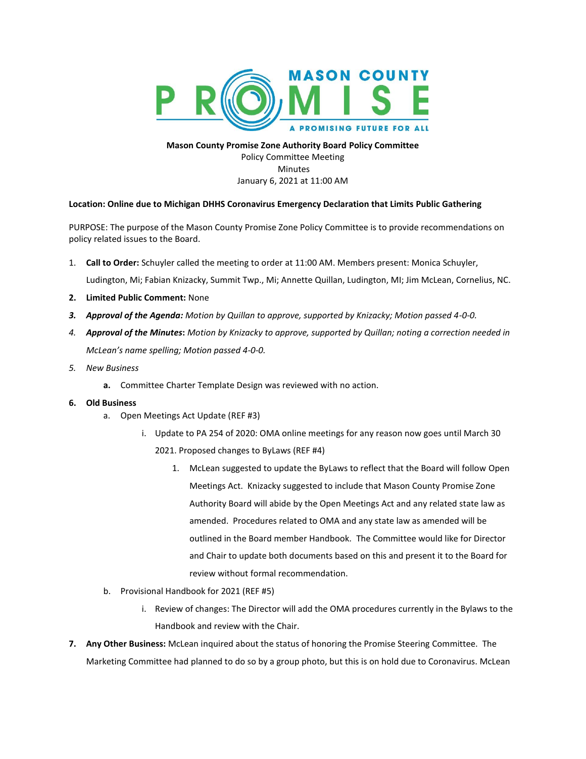**Mason County Promise Zone Authority Board Policy Committee**
Policy Committee Meeting
Minutes
January 6, 2021 at 11:00 AM

**Location: Online due to Michigan DHHS Coronavirus Emergency Declaration that Limits Public Gathering**

PURPOSE: The purpose of the Mason County Promise Zone Policy Committee is to provide recommendations on policy related issues to the Board.

1. **Call to Order:** Schuyler called the meeting to order at 11:00 AM. Members present: Monica Schuyler, Ludington, Mi; Fabian Knizacky, Summit Twp., Mi; Annette Quillan, Ludington, MI; Jim McLean, Cornelius, NC.
2. **Limited Public Comment:** None
3. ***Approval of the Agenda:*** *Motion by Quillan to approve, supported by Knizacky; Motion passed 4-0-0.*
4. ***Approval of the Minutes*****:** *Motion by Knizacky to approve, supported by Quillan; noting a correction needed in McLean's name spelling; Motion passed 4-0-0.*
5. *New Business*
   - **a.** Committee Charter Template Design was reviewed with no action.
6. **Old Business**
   - a. Open Meetings Act Update (REF #3)
     - i. Update to PA 254 of 2020: OMA online meetings for any reason now goes until March 30 2021. Proposed changes to ByLaws (REF #4)
       1. McLean suggested to update the ByLaws to reflect that the Board will follow Open Meetings Act. Knizacky suggested to include that Mason County Promise Zone Authority Board will abide by the Open Meetings Act and any related state law as amended. Procedures related to OMA and any state law as amended will be outlined in the Board member Handbook. The Committee would like for Director and Chair to update both documents based on this and present it to the Board for review without formal recommendation.
   - b. Provisional Handbook for 2021 (REF #5)
     - i. Review of changes: The Director will add the OMA procedures currently in the Bylaws to the Handbook and review with the Chair.
7. **Any Other Business:** McLean inquired about the status of honoring the Promise Steering Committee. The Marketing Committee had planned to do so by a group photo, but this is on hold due to Coronavirus. McLean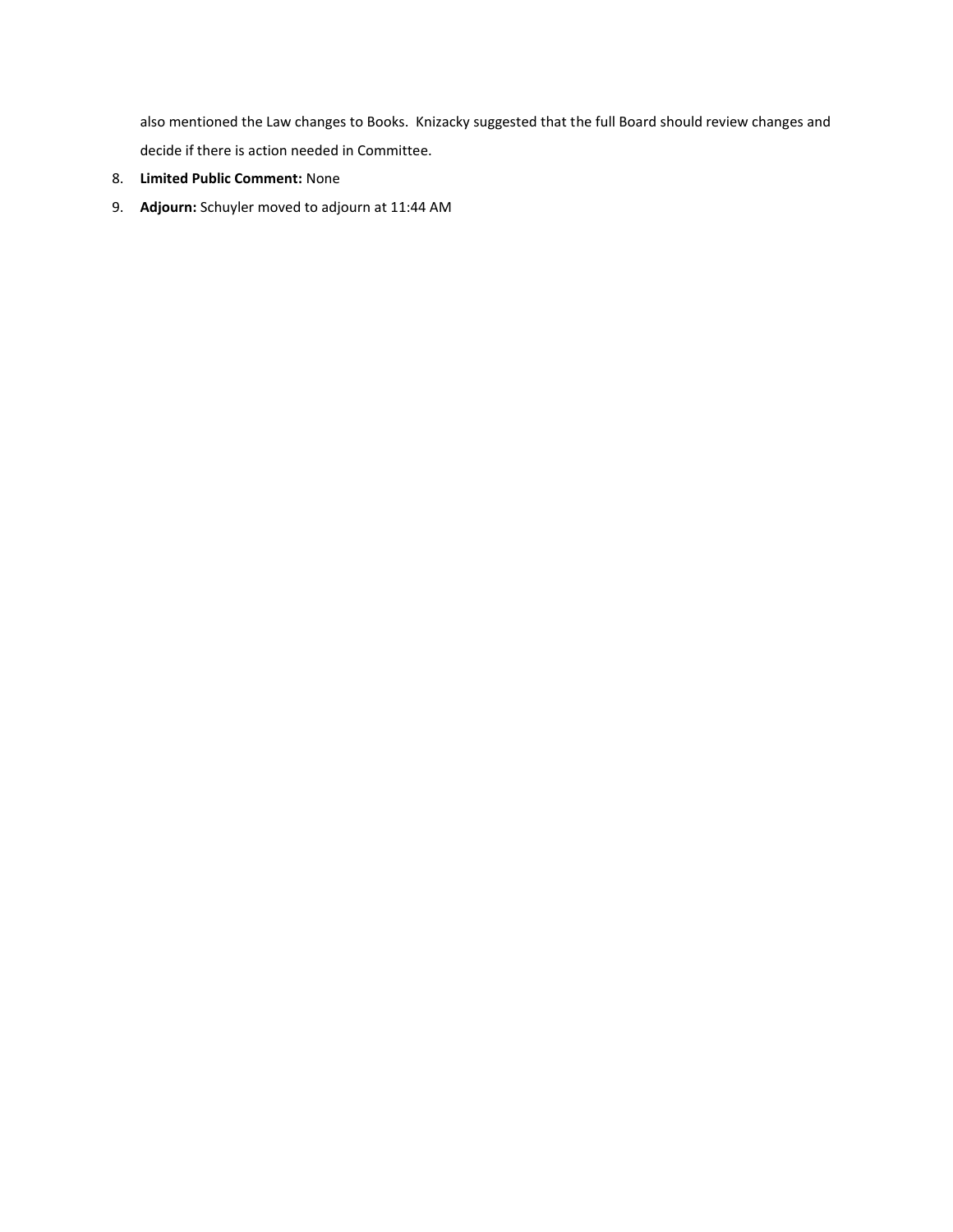also mentioned the Law changes to Books.  Knizacky suggested that the full Board should review changes and decide if there is action needed in Committee.

8. **Limited Public Comment:** None
9. **Adjourn:** Schuyler moved to adjourn at 11:44 AM